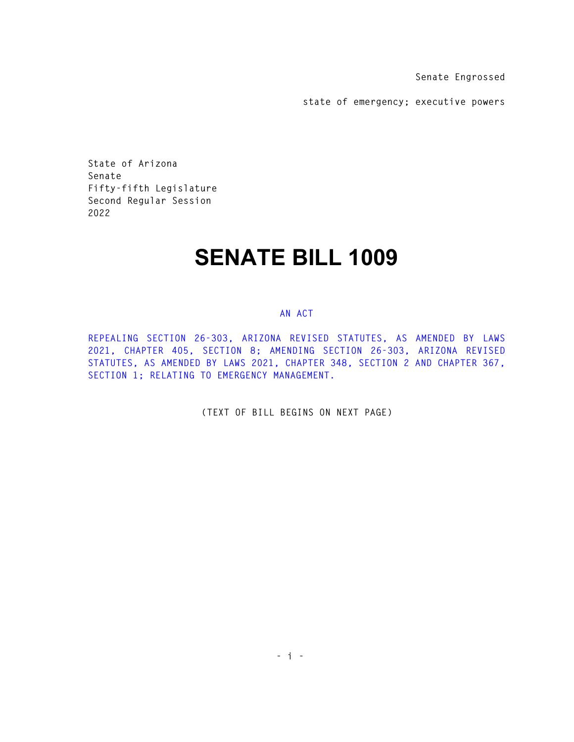Senate Engrossed

state of emergency; executive powers

State of Arizona
Senate
Fifty-fifth Legislature
Second Regular Session
2022

# SENATE BILL 1009

AN ACT

REPEALING SECTION 26-303, ARIZONA REVISED STATUTES, AS AMENDED BY LAWS 2021, CHAPTER 405, SECTION 8; AMENDING SECTION 26-303, ARIZONA REVISED STATUTES, AS AMENDED BY LAWS 2021, CHAPTER 348, SECTION 2 AND CHAPTER 367, SECTION 1; RELATING TO EMERGENCY MANAGEMENT.

(TEXT OF BILL BEGINS ON NEXT PAGE)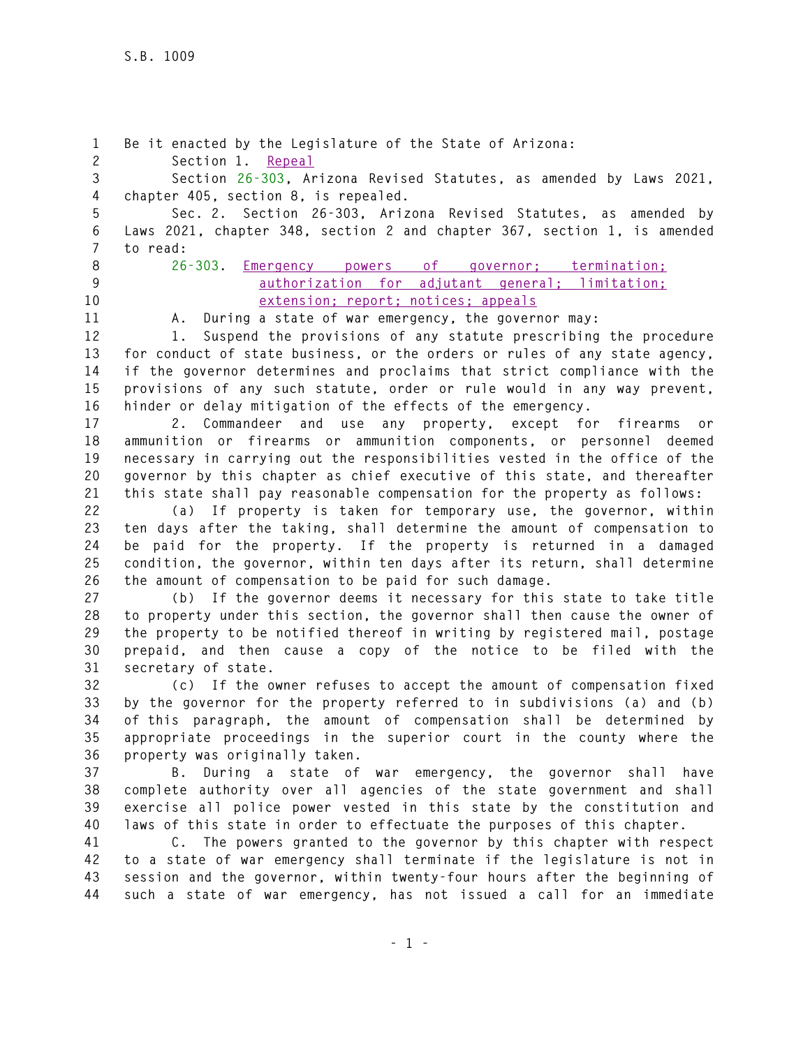Be it enacted by the Legislature of the State of Arizona:

Section 1. Repeal

Section 26-303, Arizona Revised Statutes, as amended by Laws 2021, chapter 405, section 8, is repealed.

Sec. 2. Section 26-303, Arizona Revised Statutes, as amended by Laws 2021, chapter 348, section 2 and chapter 367, section 1, is amended to read:

26-303. Emergency powers of governor; termination; authorization for adjutant general; limitation; extension; report; notices; appeals

A. During a state of war emergency, the governor may:

1. Suspend the provisions of any statute prescribing the procedure for conduct of state business, or the orders or rules of any state agency, if the governor determines and proclaims that strict compliance with the provisions of any such statute, order or rule would in any way prevent, hinder or delay mitigation of the effects of the emergency.

2. Commandeer and use any property, except for firearms or ammunition or firearms or ammunition components, or personnel deemed necessary in carrying out the responsibilities vested in the office of the governor by this chapter as chief executive of this state, and thereafter this state shall pay reasonable compensation for the property as follows:

(a) If property is taken for temporary use, the governor, within ten days after the taking, shall determine the amount of compensation to be paid for the property. If the property is returned in a damaged condition, the governor, within ten days after its return, shall determine the amount of compensation to be paid for such damage.

(b) If the governor deems it necessary for this state to take title to property under this section, the governor shall then cause the owner of the property to be notified thereof in writing by registered mail, postage prepaid, and then cause a copy of the notice to be filed with the secretary of state.

(c) If the owner refuses to accept the amount of compensation fixed by the governor for the property referred to in subdivisions (a) and (b) of this paragraph, the amount of compensation shall be determined by appropriate proceedings in the superior court in the county where the property was originally taken.

B. During a state of war emergency, the governor shall have complete authority over all agencies of the state government and shall exercise all police power vested in this state by the constitution and laws of this state in order to effectuate the purposes of this chapter.

C. The powers granted to the governor by this chapter with respect to a state of war emergency shall terminate if the legislature is not in session and the governor, within twenty-four hours after the beginning of such a state of war emergency, has not issued a call for an immediate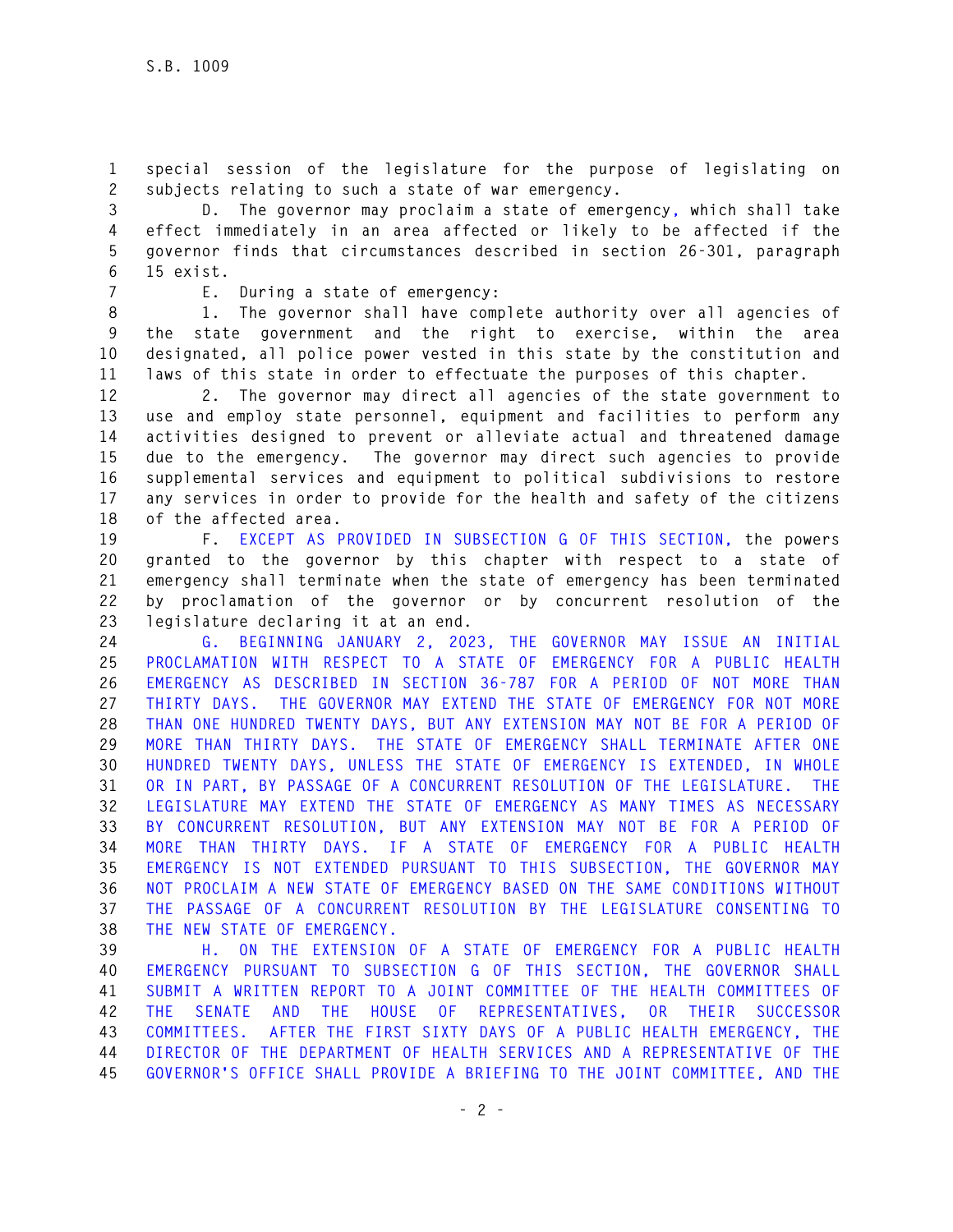special session of the legislature for the purpose of legislating on subjects relating to such a state of war emergency.

D. The governor may proclaim a state of emergency, which shall take effect immediately in an area affected or likely to be affected if the governor finds that circumstances described in section 26-301, paragraph 15 exist.

E. During a state of emergency:

1. The governor shall have complete authority over all agencies of the state government and the right to exercise, within the area designated, all police power vested in this state by the constitution and laws of this state in order to effectuate the purposes of this chapter.

2. The governor may direct all agencies of the state government to use and employ state personnel, equipment and facilities to perform any activities designed to prevent or alleviate actual and threatened damage due to the emergency. The governor may direct such agencies to provide supplemental services and equipment to political subdivisions to restore any services in order to provide for the health and safety of the citizens of the affected area.

F. EXCEPT AS PROVIDED IN SUBSECTION G OF THIS SECTION, the powers granted to the governor by this chapter with respect to a state of emergency shall terminate when the state of emergency has been terminated by proclamation of the governor or by concurrent resolution of the legislature declaring it at an end.

G. BEGINNING JANUARY 2, 2023, THE GOVERNOR MAY ISSUE AN INITIAL PROCLAMATION WITH RESPECT TO A STATE OF EMERGENCY FOR A PUBLIC HEALTH EMERGENCY AS DESCRIBED IN SECTION 36-787 FOR A PERIOD OF NOT MORE THAN THIRTY DAYS. THE GOVERNOR MAY EXTEND THE STATE OF EMERGENCY FOR NOT MORE THAN ONE HUNDRED TWENTY DAYS, BUT ANY EXTENSION MAY NOT BE FOR A PERIOD OF MORE THAN THIRTY DAYS. THE STATE OF EMERGENCY SHALL TERMINATE AFTER ONE HUNDRED TWENTY DAYS, UNLESS THE STATE OF EMERGENCY IS EXTENDED, IN WHOLE OR IN PART, BY PASSAGE OF A CONCURRENT RESOLUTION OF THE LEGISLATURE. THE LEGISLATURE MAY EXTEND THE STATE OF EMERGENCY AS MANY TIMES AS NECESSARY BY CONCURRENT RESOLUTION, BUT ANY EXTENSION MAY NOT BE FOR A PERIOD OF MORE THAN THIRTY DAYS. IF A STATE OF EMERGENCY FOR A PUBLIC HEALTH EMERGENCY IS NOT EXTENDED PURSUANT TO THIS SUBSECTION, THE GOVERNOR MAY NOT PROCLAIM A NEW STATE OF EMERGENCY BASED ON THE SAME CONDITIONS WITHOUT THE PASSAGE OF A CONCURRENT RESOLUTION BY THE LEGISLATURE CONSENTING TO THE NEW STATE OF EMERGENCY.

H. ON THE EXTENSION OF A STATE OF EMERGENCY FOR A PUBLIC HEALTH EMERGENCY PURSUANT TO SUBSECTION G OF THIS SECTION, THE GOVERNOR SHALL SUBMIT A WRITTEN REPORT TO A JOINT COMMITTEE OF THE HEALTH COMMITTEES OF THE SENATE AND THE HOUSE OF REPRESENTATIVES, OR THEIR SUCCESSOR COMMITTEES. AFTER THE FIRST SIXTY DAYS OF A PUBLIC HEALTH EMERGENCY, THE DIRECTOR OF THE DEPARTMENT OF HEALTH SERVICES AND A REPRESENTATIVE OF THE GOVERNOR'S OFFICE SHALL PROVIDE A BRIEFING TO THE JOINT COMMITTEE, AND THE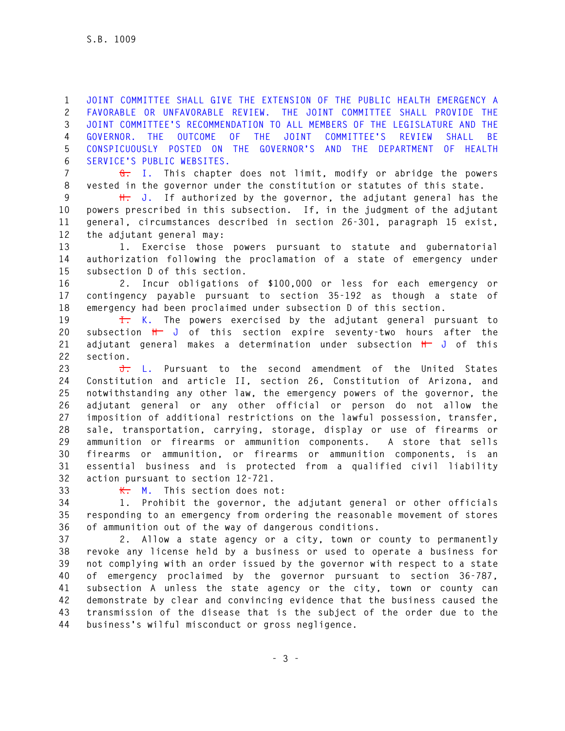JOINT COMMITTEE SHALL GIVE THE EXTENSION OF THE PUBLIC HEALTH EMERGENCY A FAVORABLE OR UNFAVORABLE REVIEW. THE JOINT COMMITTEE SHALL PROVIDE THE JOINT COMMITTEE'S RECOMMENDATION TO ALL MEMBERS OF THE LEGISLATURE AND THE GOVERNOR. THE OUTCOME OF THE JOINT COMMITTEE'S REVIEW SHALL BE CONSPICUOUSLY POSTED ON THE GOVERNOR'S AND THE DEPARTMENT OF HEALTH SERVICE'S PUBLIC WEBSITES.

~~G.~~ I. This chapter does not limit, modify or abridge the powers vested in the governor under the constitution or statutes of this state.

~~H.~~ J. If authorized by the governor, the adjutant general has the powers prescribed in this subsection. If, in the judgment of the adjutant general, circumstances described in section 26-301, paragraph 15 exist, the adjutant general may:

1. Exercise those powers pursuant to statute and gubernatorial authorization following the proclamation of a state of emergency under subsection D of this section.

2. Incur obligations of $100,000 or less for each emergency or contingency payable pursuant to section 35-192 as though a state of emergency had been proclaimed under subsection D of this section.

~~I.~~ K. The powers exercised by the adjutant general pursuant to subsection ~~H~~ J of this section expire seventy-two hours after the adjutant general makes a determination under subsection ~~H~~ J of this section.

~~J.~~ L. Pursuant to the second amendment of the United States Constitution and article II, section 26, Constitution of Arizona, and notwithstanding any other law, the emergency powers of the governor, the adjutant general or any other official or person do not allow the imposition of additional restrictions on the lawful possession, transfer, sale, transportation, carrying, storage, display or use of firearms or ammunition or firearms or ammunition components. A store that sells firearms or ammunition, or firearms or ammunition components, is an essential business and is protected from a qualified civil liability action pursuant to section 12-721.

~~K.~~ M. This section does not:

1. Prohibit the governor, the adjutant general or other officials responding to an emergency from ordering the reasonable movement of stores of ammunition out of the way of dangerous conditions.

2. Allow a state agency or a city, town or county to permanently revoke any license held by a business or used to operate a business for not complying with an order issued by the governor with respect to a state of emergency proclaimed by the governor pursuant to section 36-787, subsection A unless the state agency or the city, town or county can demonstrate by clear and convincing evidence that the business caused the transmission of the disease that is the subject of the order due to the business's wilful misconduct or gross negligence.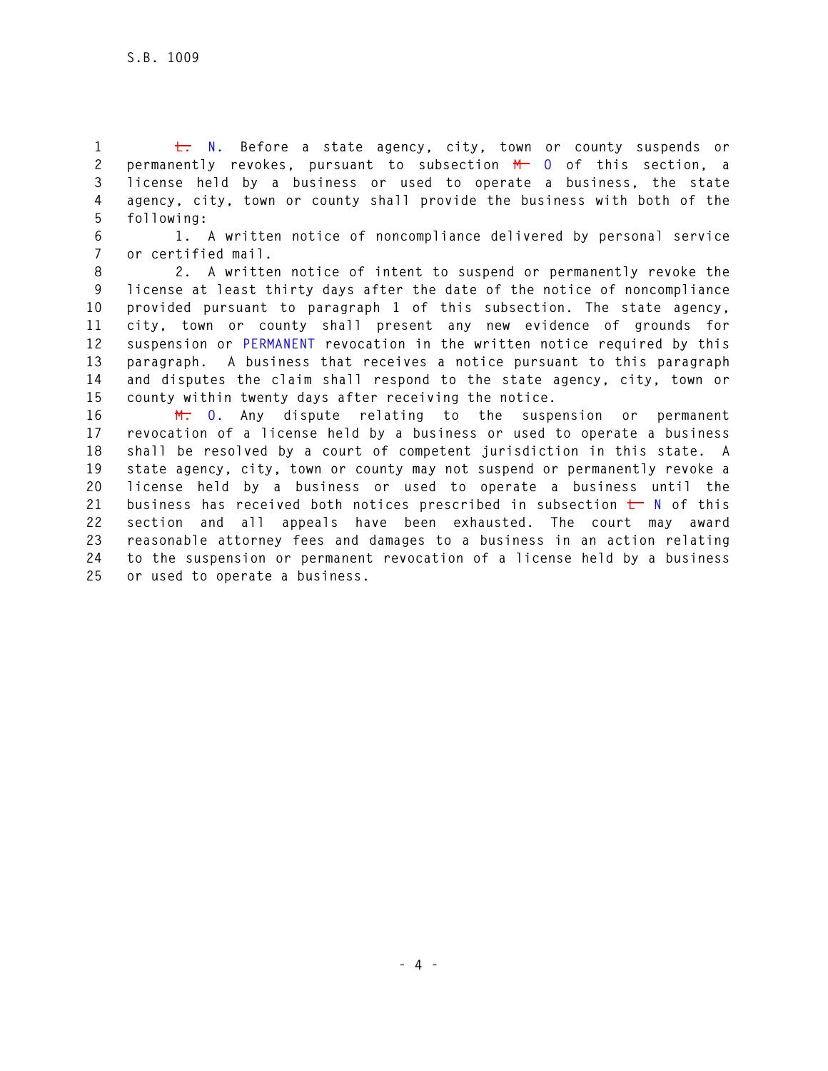~~L.~~ N. Before a state agency, city, town or county suspends or permanently revokes, pursuant to subsection ~~M~~ O of this section, a license held by a business or used to operate a business, the state agency, city, town or county shall provide the business with both of the following:

1. A written notice of noncompliance delivered by personal service or certified mail.

2. A written notice of intent to suspend or permanently revoke the license at least thirty days after the date of the notice of noncompliance provided pursuant to paragraph 1 of this subsection. The state agency, city, town or county shall present any new evidence of grounds for suspension or PERMANENT revocation in the written notice required by this paragraph. A business that receives a notice pursuant to this paragraph and disputes the claim shall respond to the state agency, city, town or county within twenty days after receiving the notice.

~~M.~~ O. Any dispute relating to the suspension or permanent revocation of a license held by a business or used to operate a business shall be resolved by a court of competent jurisdiction in this state. A state agency, city, town or county may not suspend or permanently revoke a license held by a business or used to operate a business until the business has received both notices prescribed in subsection ~~L~~ N of this section and all appeals have been exhausted. The court may award reasonable attorney fees and damages to a business in an action relating to the suspension or permanent revocation of a license held by a business or used to operate a business.